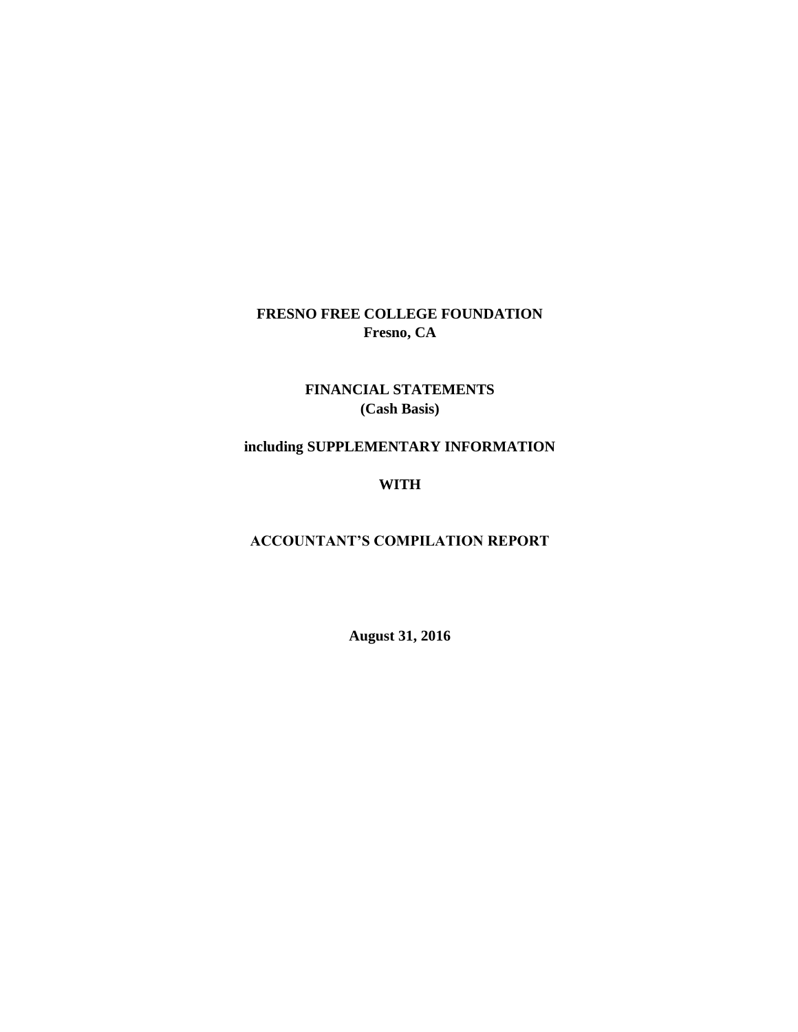**FRESNO FREE COLLEGE FOUNDATION**
**Fresno, CA**

**FINANCIAL STATEMENTS**
**(Cash Basis)**

**including SUPPLEMENTARY INFORMATION**

**WITH**

**ACCOUNTANT'S COMPILATION REPORT**

**August 31, 2016**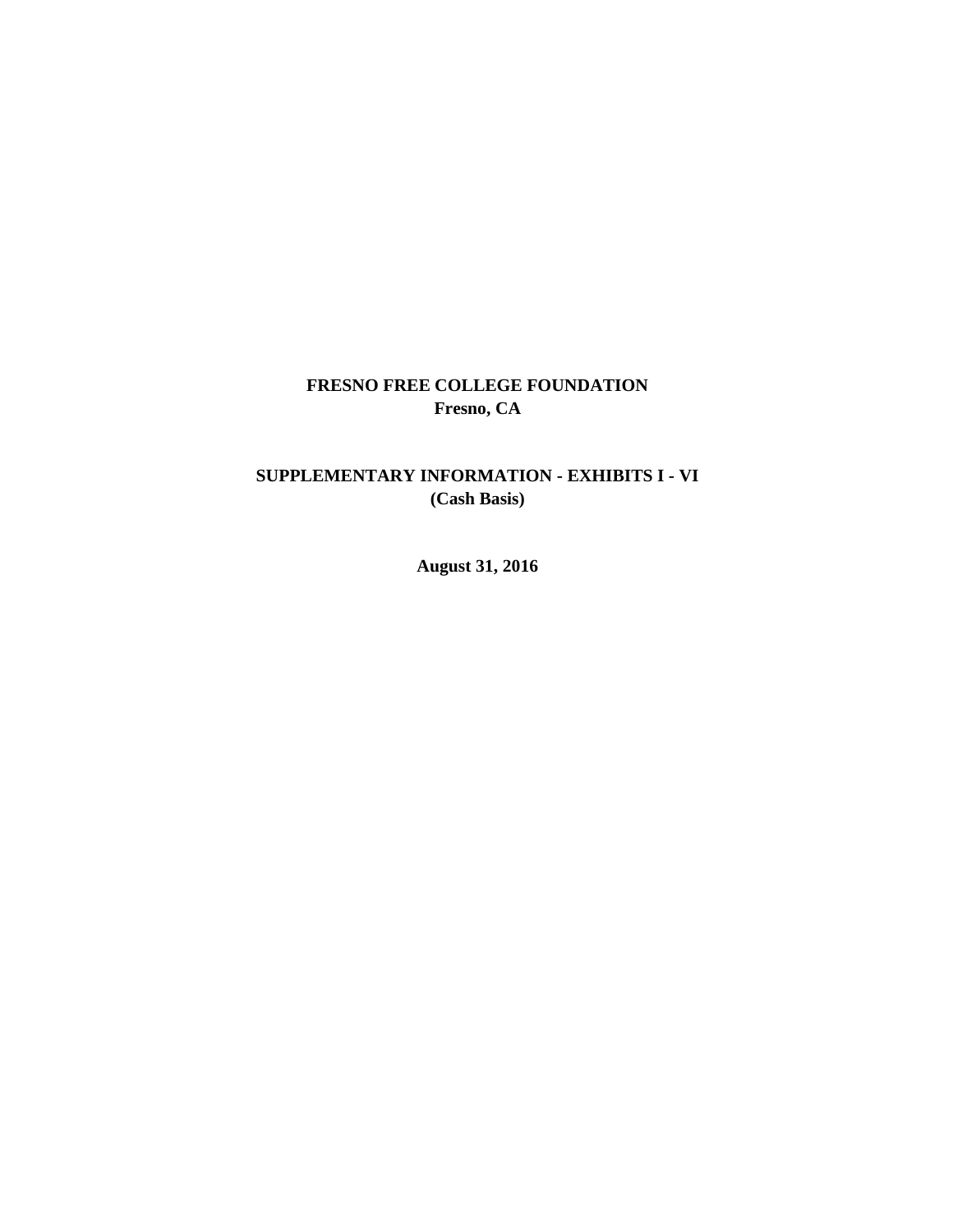**FRESNO FREE COLLEGE FOUNDATION**
**Fresno, CA**

**SUPPLEMENTARY INFORMATION - EXHIBITS I - VI**
**(Cash Basis)**

**August 31, 2016**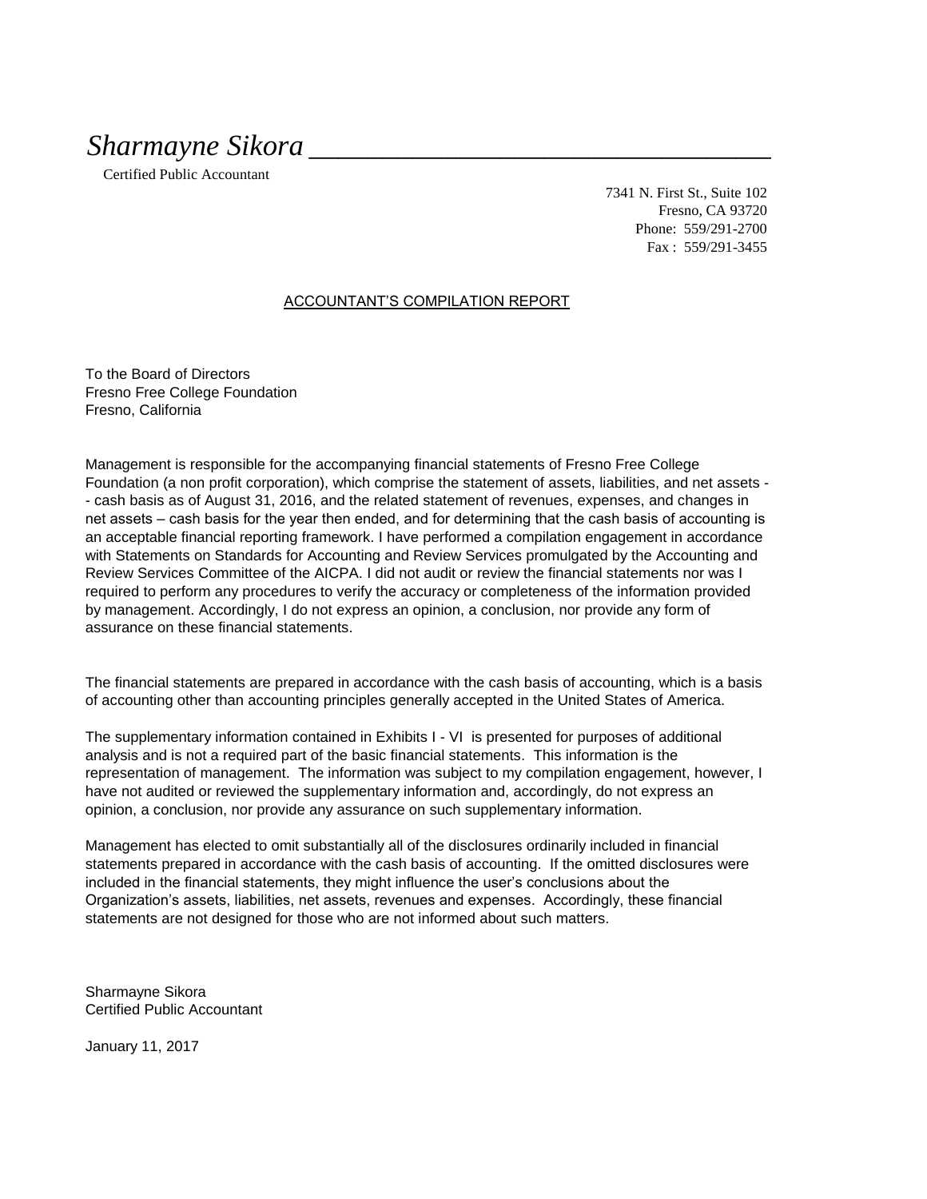*Sharmayne Sikora* ___________________________________

Certified Public Accountant

7341 N. First St., Suite 102
Fresno, CA 93720
Phone: 559/291-2700
Fax : 559/291-3455

## ACCOUNTANT'S COMPILATION REPORT

To the Board of Directors
Fresno Free College Foundation
Fresno, California

Management is responsible for the accompanying financial statements of Fresno Free College Foundation (a non profit corporation), which comprise the statement of assets, liabilities, and net assets -- cash basis as of August 31, 2016, and the related statement of revenues, expenses, and changes in net assets – cash basis for the year then ended, and for determining that the cash basis of accounting is an acceptable financial reporting framework. I have performed a compilation engagement in accordance with Statements on Standards for Accounting and Review Services promulgated by the Accounting and Review Services Committee of the AICPA. I did not audit or review the financial statements nor was I required to perform any procedures to verify the accuracy or completeness of the information provided by management. Accordingly, I do not express an opinion, a conclusion, nor provide any form of assurance on these financial statements.

The financial statements are prepared in accordance with the cash basis of accounting, which is a basis of accounting other than accounting principles generally accepted in the United States of America.

The supplementary information contained in Exhibits I - VI is presented for purposes of additional analysis and is not a required part of the basic financial statements. This information is the representation of management. The information was subject to my compilation engagement, however, I have not audited or reviewed the supplementary information and, accordingly, do not express an opinion, a conclusion, nor provide any assurance on such supplementary information.

Management has elected to omit substantially all of the disclosures ordinarily included in financial statements prepared in accordance with the cash basis of accounting. If the omitted disclosures were included in the financial statements, they might influence the user's conclusions about the Organization's assets, liabilities, net assets, revenues and expenses. Accordingly, these financial statements are not designed for those who are not informed about such matters.

Sharmayne Sikora
Certified Public Accountant

January 11, 2017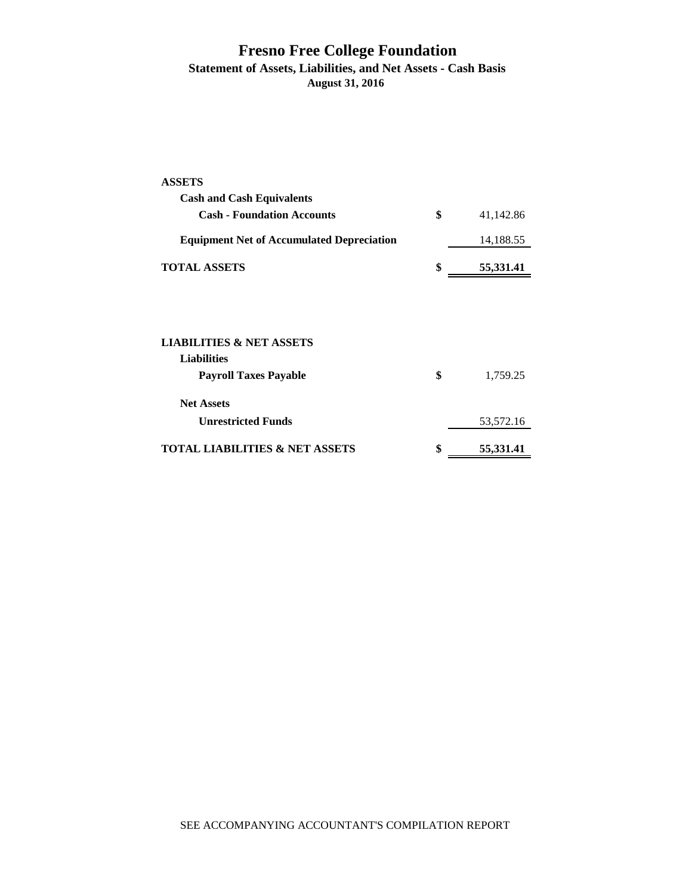# Fresno Free College Foundation

**Statement of Assets, Liabilities, and Net Assets - Cash Basis**

**August 31, 2016**

| | | |
|---|---|---|
| **ASSETS** | | |
| **Cash and Cash Equivalents** | | |
| **Cash - Foundation Accounts** | $ | 41,142.86 |
| **Equipment Net of Accumulated Depreciation** | | 14,188.55 |
| **TOTAL ASSETS** | $ | **55,331.41** |
| | | |
| **LIABILITIES & NET ASSETS** | | |
| **Liabilities** | | |
| **Payroll Taxes Payable** | $ | 1,759.25 |
| **Net Assets** | | |
| **Unrestricted Funds** | | 53,572.16 |
| **TOTAL LIABILITIES & NET ASSETS** | $ | **55,331.41** |

SEE ACCOMPANYING ACCOUNTANT'S COMPILATION REPORT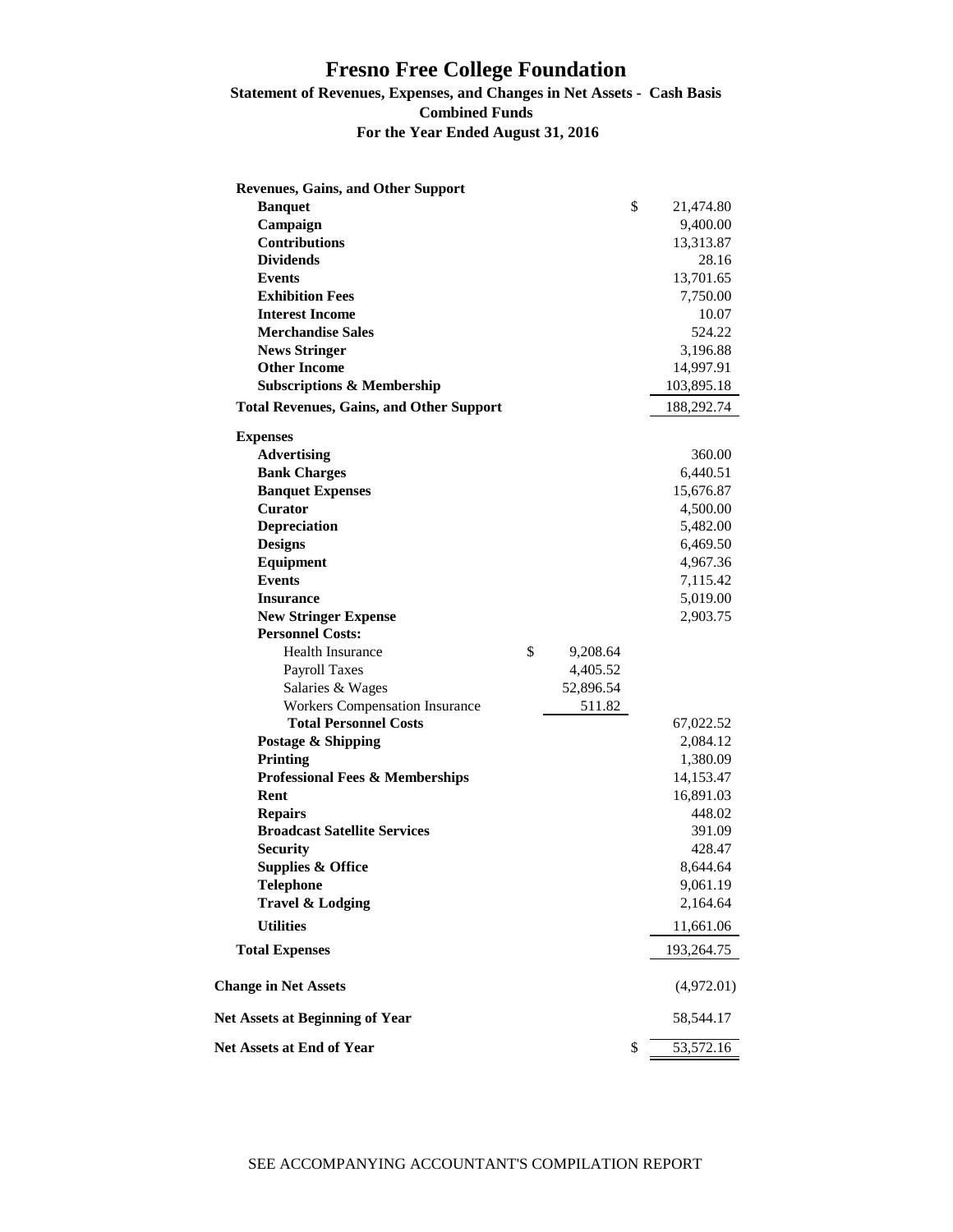# Fresno Free College Foundation

### Statement of Revenues, Expenses, and Changes in Net Assets - Cash Basis
### Combined Funds
### For the Year Ended August 31, 2016

| | | |
|---|---|---|
| **Revenues, Gains, and Other Support** | | |
| **Banquet** | | $ 21,474.80 |
| **Campaign** | | 9,400.00 |
| **Contributions** | | 13,313.87 |
| **Dividends** | | 28.16 |
| **Events** | | 13,701.65 |
| **Exhibition Fees** | | 7,750.00 |
| **Interest Income** | | 10.07 |
| **Merchandise Sales** | | 524.22 |
| **News Stringer** | | 3,196.88 |
| **Other Income** | | 14,997.91 |
| **Subscriptions & Membership** | | 103,895.18 |
| **Total Revenues, Gains, and Other Support** | | 188,292.74 |
| **Expenses** | | |
| **Advertising** | | 360.00 |
| **Bank Charges** | | 6,440.51 |
| **Banquet Expenses** | | 15,676.87 |
| **Curator** | | 4,500.00 |
| **Depreciation** | | 5,482.00 |
| **Designs** | | 6,469.50 |
| **Equipment** | | 4,967.36 |
| **Events** | | 7,115.42 |
| **Insurance** | | 5,019.00 |
| **New Stringer Expense** | | 2,903.75 |
| **Personnel Costs:** | | |
| Health Insurance | $ 9,208.64 | |
| Payroll Taxes | 4,405.52 | |
| Salaries & Wages | 52,896.54 | |
| Workers Compensation Insurance | 511.82 | |
| **Total Personnel Costs** | | 67,022.52 |
| **Postage & Shipping** | | 2,084.12 |
| **Printing** | | 1,380.09 |
| **Professional Fees & Memberships** | | 14,153.47 |
| **Rent** | | 16,891.03 |
| **Repairs** | | 448.02 |
| **Broadcast Satellite Services** | | 391.09 |
| **Security** | | 428.47 |
| **Supplies & Office** | | 8,644.64 |
| **Telephone** | | 9,061.19 |
| **Travel & Lodging** | | 2,164.64 |
| **Utilities** | | 11,661.06 |
| **Total Expenses** | | 193,264.75 |
| **Change in Net Assets** | | (4,972.01) |
| **Net Assets at Beginning of Year** | | 58,544.17 |
| **Net Assets at End of Year** | | $ 53,572.16 |

SEE ACCOMPANYING ACCOUNTANT'S COMPILATION REPORT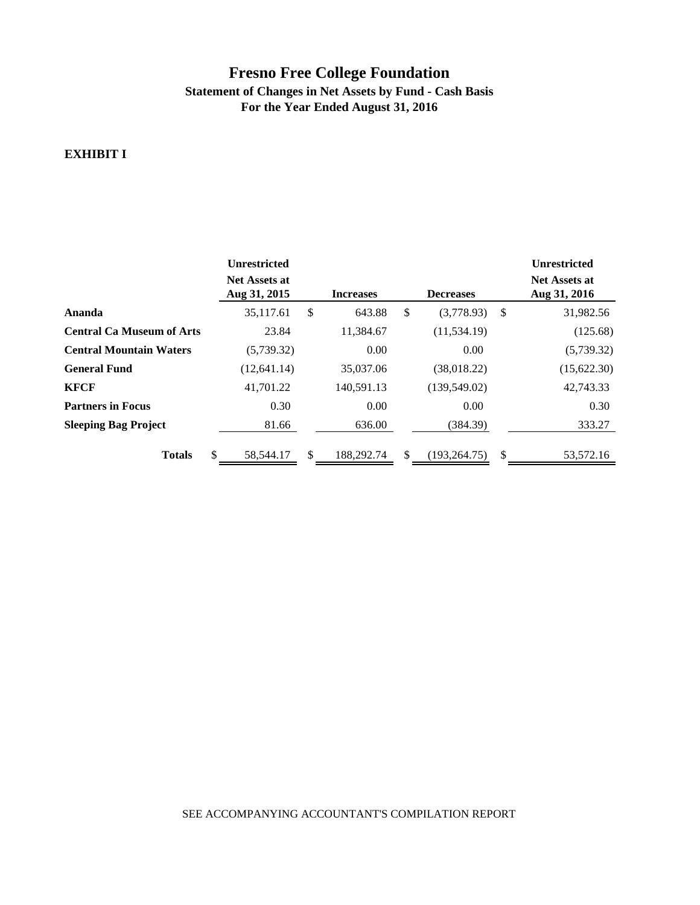# Fresno Free College Foundation

### Statement of Changes in Net Assets by Fund - Cash Basis

### For the Year Ended August 31, 2016

**EXHIBIT I**

| | Unrestricted Net Assets at Aug 31, 2015 | Increases | Decreases | Unrestricted Net Assets at Aug 31, 2016 |
|---|---|---|---|---|
| **Ananda** | 35,117.61 | $ 643.88 | $ (3,778.93) | $ 31,982.56 |
| **Central Ca Museum of Arts** | 23.84 | 11,384.67 | (11,534.19) | (125.68) |
| **Central Mountain Waters** | (5,739.32) | 0.00 | 0.00 | (5,739.32) |
| **General Fund** | (12,641.14) | 35,037.06 | (38,018.22) | (15,622.30) |
| **KFCF** | 41,701.22 | 140,591.13 | (139,549.02) | 42,743.33 |
| **Partners in Focus** | 0.30 | 0.00 | 0.00 | 0.30 |
| **Sleeping Bag Project** | 81.66 | 636.00 | (384.39) | 333.27 |
| **Totals** | $ 58,544.17 | $ 188,292.74 | $ (193,264.75) | $ 53,572.16 |

SEE ACCOMPANYING ACCOUNTANT'S COMPILATION REPORT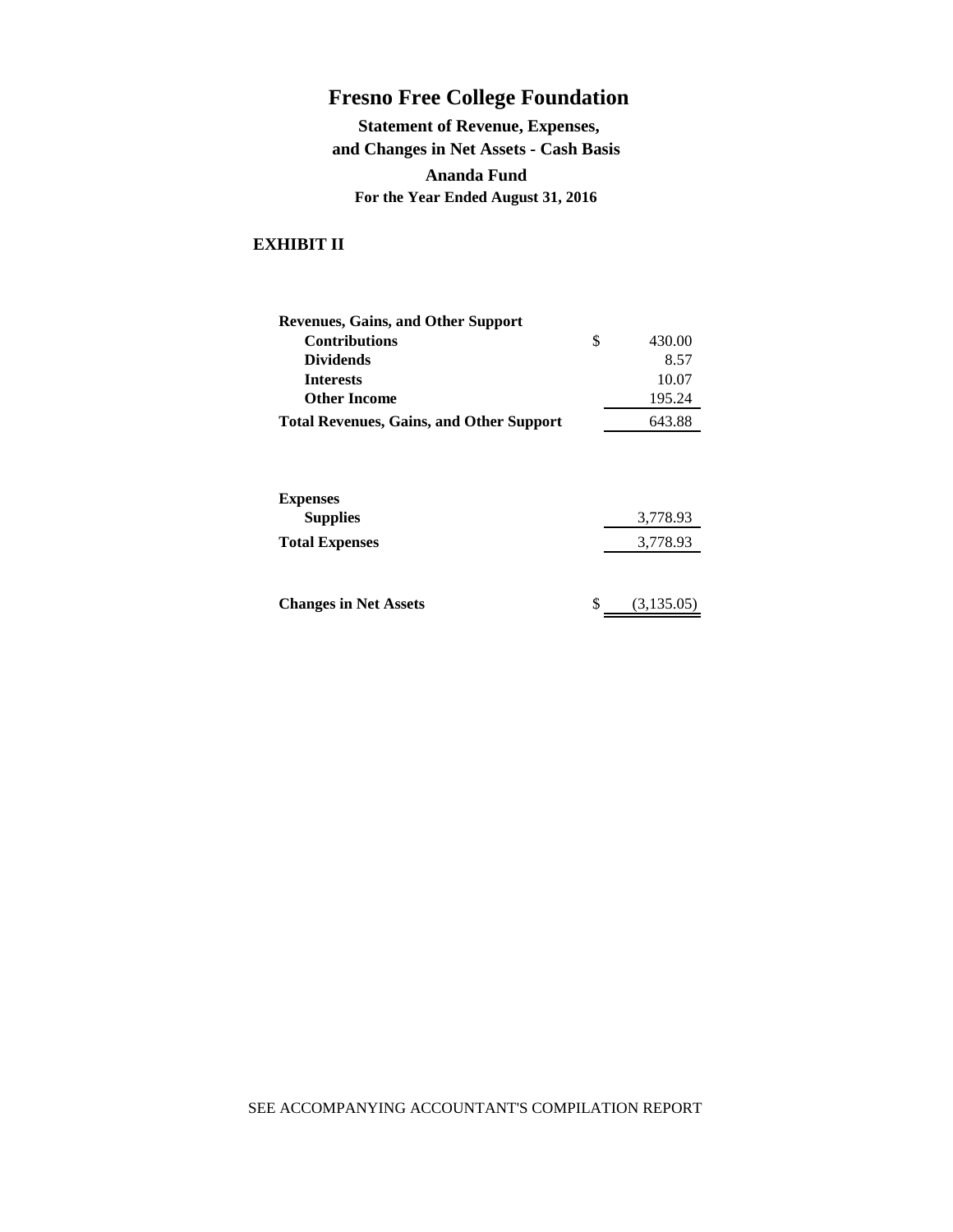# Fresno Free College Foundation

**Statement of Revenue, Expenses, and Changes in Net Assets - Cash Basis**

**Ananda Fund**

**For the Year Ended August 31, 2016**

**EXHIBIT II**

| | | |
|---|---|---|
| **Revenues, Gains, and Other Support** | | |
| **Contributions** | $ | 430.00 |
| **Dividends** | | 8.57 |
| **Interests** | | 10.07 |
| **Other Income** | | 195.24 |
| **Total Revenues, Gains, and Other Support** | | 643.88 |
| | | |
| **Expenses** | | |
| **Supplies** | | 3,778.93 |
| **Total Expenses** | | 3,778.93 |
| | | |
| **Changes in Net Assets** | $ | (3,135.05) |

SEE ACCOMPANYING ACCOUNTANT'S COMPILATION REPORT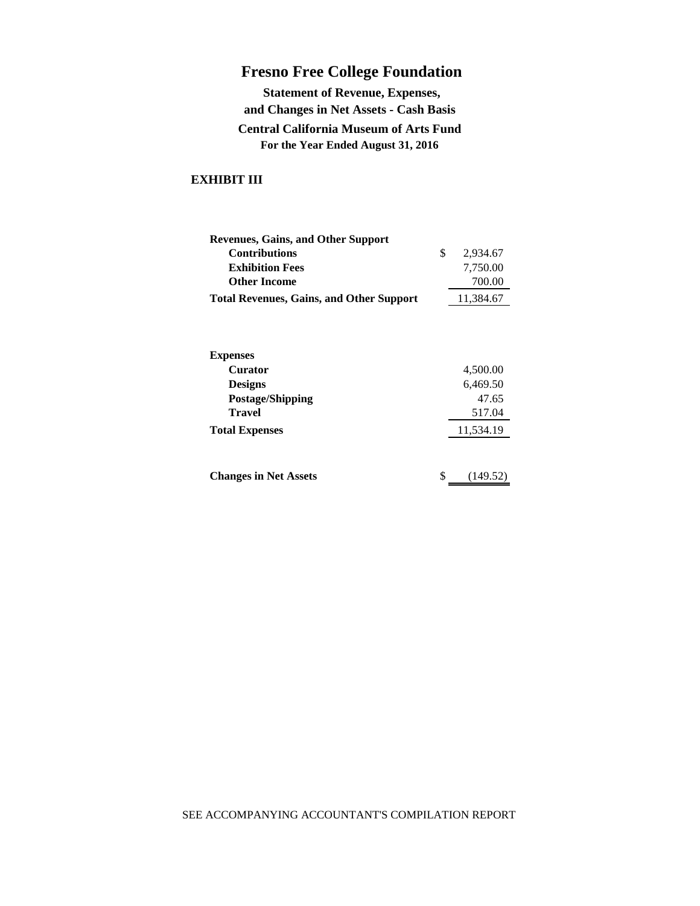# Fresno Free College Foundation

**Statement of Revenue, Expenses,**
**and Changes in Net Assets - Cash Basis**
**Central California Museum of Arts Fund**
**For the Year Ended August 31, 2016**

**EXHIBIT III**

| | | |
|---|---|---|
| **Revenues, Gains, and Other Support** | | |
| **Contributions** | $ | 2,934.67 |
| **Exhibition Fees** | | 7,750.00 |
| **Other Income** | | 700.00 |
| **Total Revenues, Gains, and Other Support** | | 11,384.67 |
| | | |
| **Expenses** | | |
| **Curator** | | 4,500.00 |
| **Designs** | | 6,469.50 |
| **Postage/Shipping** | | 47.65 |
| **Travel** | | 517.04 |
| **Total Expenses** | | 11,534.19 |
| | | |
| **Changes in Net Assets** | $ | (149.52) |

SEE ACCOMPANYING ACCOUNTANT'S COMPILATION REPORT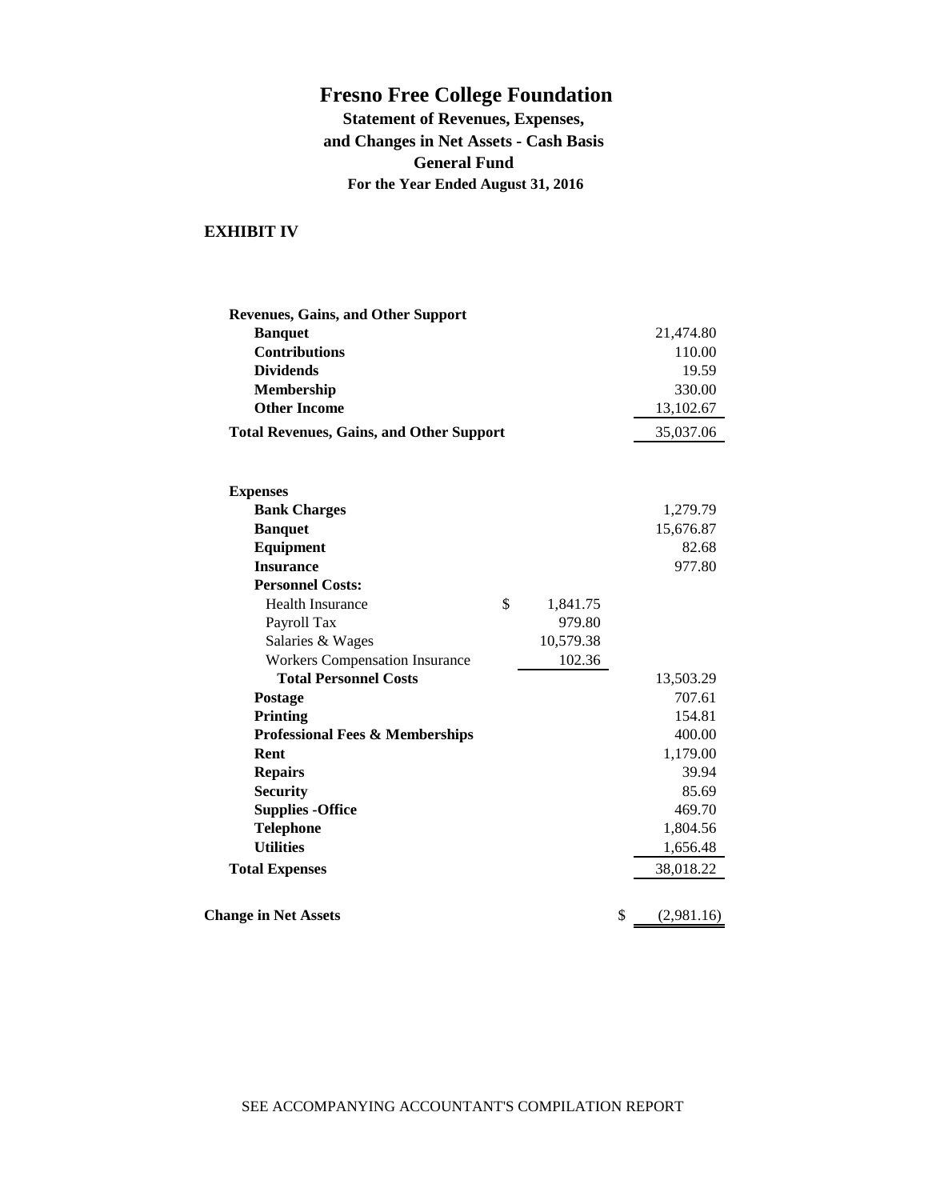# Fresno Free College Foundation

**Statement of Revenues, Expenses,**
**and Changes in Net Assets - Cash Basis**
**General Fund**
**For the Year Ended August 31, 2016**

**EXHIBIT IV**

| | | | |
|---|---|---|---|
| **Revenues, Gains, and Other Support** | | | |
| **Banquet** | | | 21,474.80 |
| **Contributions** | | | 110.00 |
| **Dividends** | | | 19.59 |
| **Membership** | | | 330.00 |
| **Other Income** | | | 13,102.67 |
| **Total Revenues, Gains, and Other Support** | | | 35,037.06 |
| | | | |
| **Expenses** | | | |
| **Bank Charges** | | | 1,279.79 |
| **Banquet** | | | 15,676.87 |
| **Equipment** | | | 82.68 |
| **Insurance** | | | 977.80 |
| **Personnel Costs:** | | | |
| Health Insurance | $ 1,841.75 | | |
| Payroll Tax | 979.80 | | |
| Salaries & Wages | 10,579.38 | | |
| Workers Compensation Insurance | 102.36 | | |
| **Total Personnel Costs** | | | 13,503.29 |
| **Postage** | | | 707.61 |
| **Printing** | | | 154.81 |
| **Professional Fees & Memberships** | | | 400.00 |
| **Rent** | | | 1,179.00 |
| **Repairs** | | | 39.94 |
| **Security** | | | 85.69 |
| **Supplies -Office** | | | 469.70 |
| **Telephone** | | | 1,804.56 |
| **Utilities** | | | 1,656.48 |
| **Total Expenses** | | | 38,018.22 |
| | | | |
| **Change in Net Assets** | | $ | (2,981.16) |

SEE ACCOMPANYING ACCOUNTANT'S COMPILATION REPORT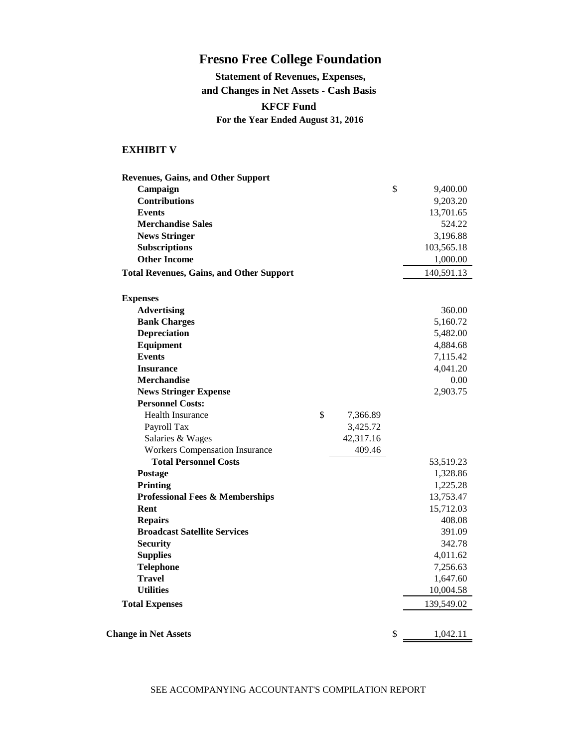# Fresno Free College Foundation

## Statement of Revenues, Expenses, and Changes in Net Assets - Cash Basis

### KFCF Fund

**For the Year Ended August 31, 2016**

**EXHIBIT V**

| | | |
|---|---|---|
| **Revenues, Gains, and Other Support** | | |
| **Campaign** | | $ 9,400.00 |
| **Contributions** | | 9,203.20 |
| **Events** | | 13,701.65 |
| **Merchandise Sales** | | 524.22 |
| **News Stringer** | | 3,196.88 |
| **Subscriptions** | | 103,565.18 |
| **Other Income** | | 1,000.00 |
| **Total Revenues, Gains, and Other Support** | | 140,591.13 |
| | | |
| **Expenses** | | |
| **Advertising** | | 360.00 |
| **Bank Charges** | | 5,160.72 |
| **Depreciation** | | 5,482.00 |
| **Equipment** | | 4,884.68 |
| **Events** | | 7,115.42 |
| **Insurance** | | 4,041.20 |
| **Merchandise** | | 0.00 |
| **News Stringer Expense** | | 2,903.75 |
| **Personnel Costs:** | | |
| Health Insurance | $ 7,366.89 | |
| Payroll Tax | 3,425.72 | |
| Salaries & Wages | 42,317.16 | |
| Workers Compensation Insurance | 409.46 | |
| **Total Personnel Costs** | | 53,519.23 |
| **Postage** | | 1,328.86 |
| **Printing** | | 1,225.28 |
| **Professional Fees & Memberships** | | 13,753.47 |
| **Rent** | | 15,712.03 |
| **Repairs** | | 408.08 |
| **Broadcast Satellite Services** | | 391.09 |
| **Security** | | 342.78 |
| **Supplies** | | 4,011.62 |
| **Telephone** | | 7,256.63 |
| **Travel** | | 1,647.60 |
| **Utilities** | | 10,004.58 |
| **Total Expenses** | | 139,549.02 |
| | | |
| **Change in Net Assets** | | $ 1,042.11 |

SEE ACCOMPANYING ACCOUNTANT'S COMPILATION REPORT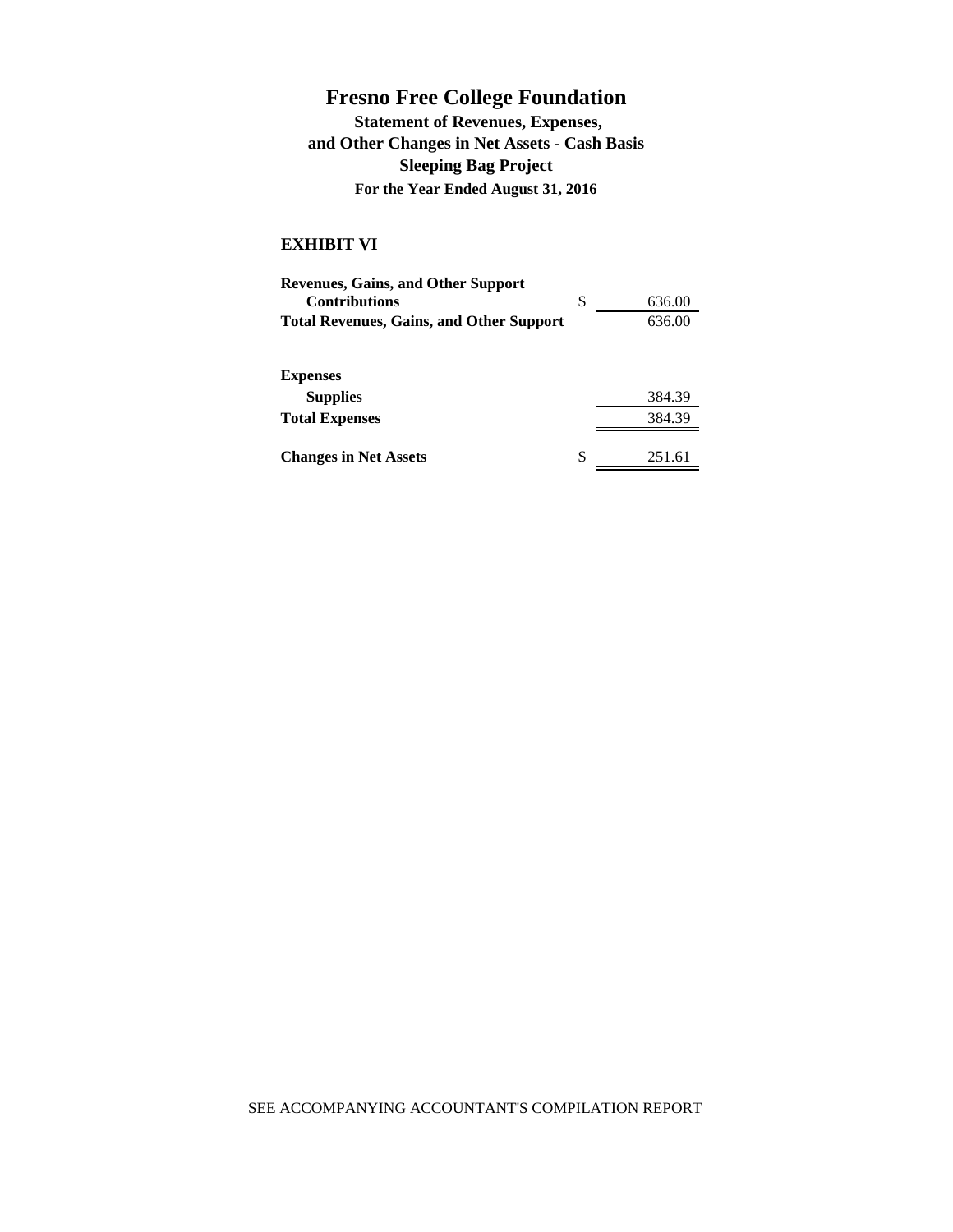# Fresno Free College Foundation

### Statement of Revenues, Expenses, and Other Changes in Net Assets - Cash Basis

### Sleeping Bag Project

### For the Year Ended August 31, 2016

**EXHIBIT VI**

| | | |
|---|---|---|
| **Revenues, Gains, and Other Support** | | |
| **Contributions** | $ | 636.00 |
| **Total Revenues, Gains, and Other Support** | | 636.00 |
| | | |
| **Expenses** | | |
| **Supplies** | | 384.39 |
| **Total Expenses** | | 384.39 |
| | | |
| **Changes in Net Assets** | $ | 251.61 |

SEE ACCOMPANYING ACCOUNTANT'S COMPILATION REPORT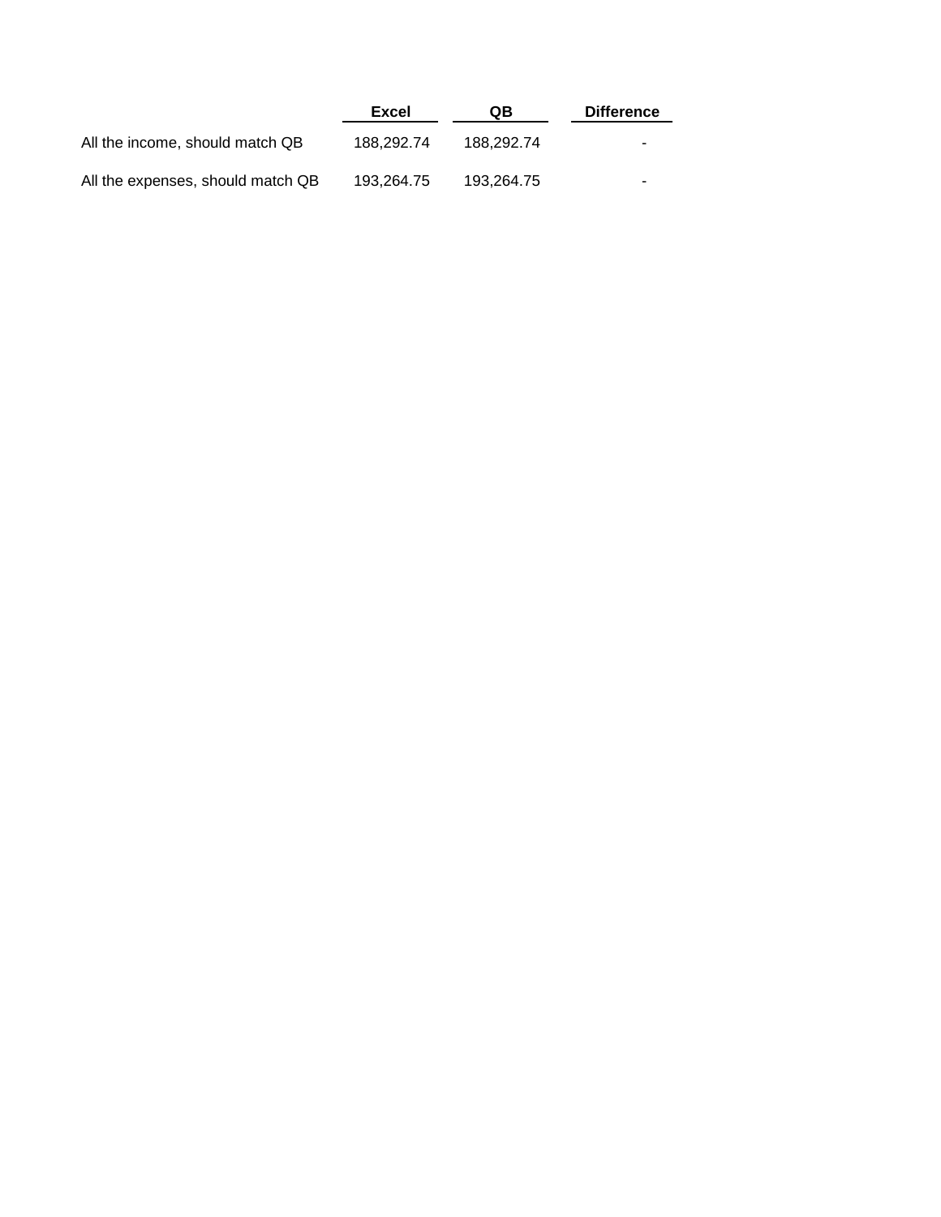| | Excel | QB | Difference |
|---|---|---|---|
| All the income, should match QB | 188,292.74 | 188,292.74 | - |
| All the expenses, should match QB | 193,264.75 | 193,264.75 | - |